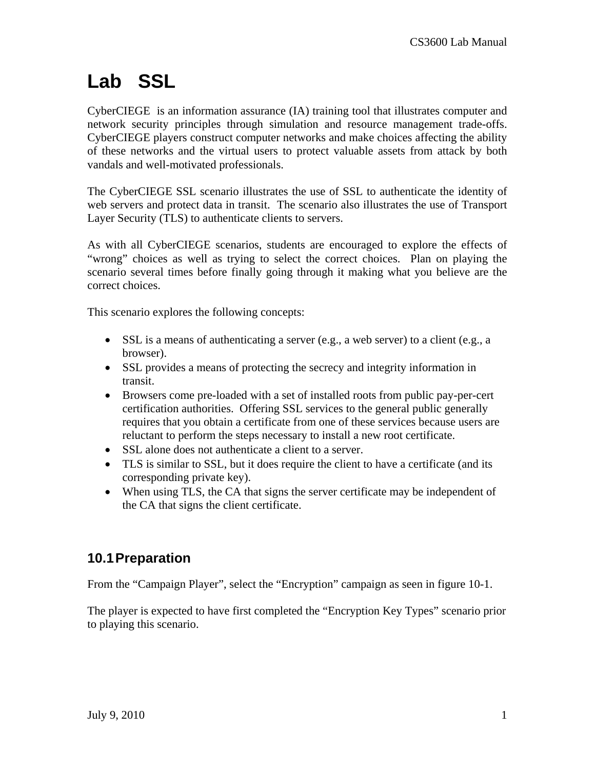# Lab SSL

CyberCIEGE is an information assurance (IA) training tool that illustrates computer and network security principles through simulation and resource management trade-offs. CyberCIEGE players construct computer networks and make choices affecting the ability of these networks and the virtual users to protect valuable assets from attack by both vandals and well-motivated professionals.

The CyberCIEGE SSL scenario illustrates the use of SSL to authenticate the identity of web servers and protect data in transit. The scenario also illustrates the use of Transport Layer Security (TLS) to authenticate clients to servers.

As with all CyberCIEGE scenarios, students are encouraged to explore the effects of "wrong" choices as well as trying to select the correct choices. Plan on playing the scenario several times before finally going through it making what you believe are the correct choices.

This scenario explores the following concepts:

- SSL is a means of authenticating a server (e.g., a web server) to a client (e.g., a browser).
- SSL provides a means of protecting the secrecy and integrity information in transit.
- Browsers come pre-loaded with a set of installed roots from public pay-per-cert certification authorities. Offering SSL services to the general public generally requires that you obtain a certificate from one of these services because users are reluctant to perform the steps necessary to install a new root certificate.
- SSL alone does not authenticate a client to a server.
- TLS is similar to SSL, but it does require the client to have a certificate (and its corresponding private key).
- When using TLS, the CA that signs the server certificate may be independent of the CA that signs the client certificate.

## 10.1 Preparation

From the "Campaign Player", select the "Encryption" campaign as seen in figure 10-1.

The player is expected to have first completed the "Encryption Key Types" scenario prior to playing this scenario.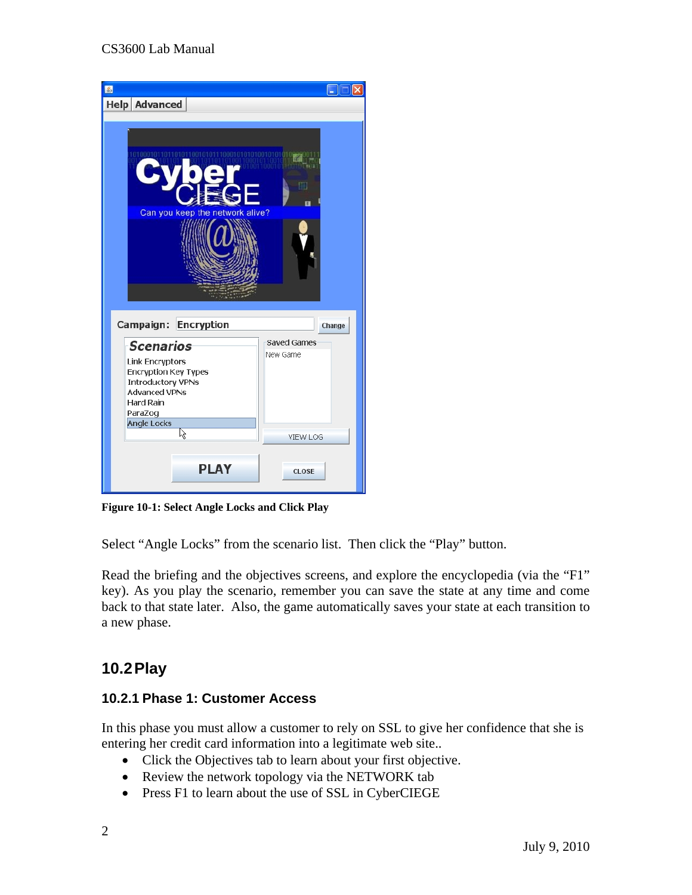**Figure 10-1: Select Angle Locks and Click Play**

Select "Angle Locks" from the scenario list. Then click the "Play" button.

Read the briefing and the objectives screens, and explore the encyclopedia (via the "F1" key). As you play the scenario, remember you can save the state at any time and come back to that state later. Also, the game automatically saves your state at each transition to a new phase.

## 10.2 Play

### 10.2.1 Phase 1: Customer Access

In this phase you must allow a customer to rely on SSL to give her confidence that she is entering her credit card information into a legitimate web site..

- Click the Objectives tab to learn about your first objective.
- Review the network topology via the NETWORK tab
- Press F1 to learn about the use of SSL in CyberCIEGE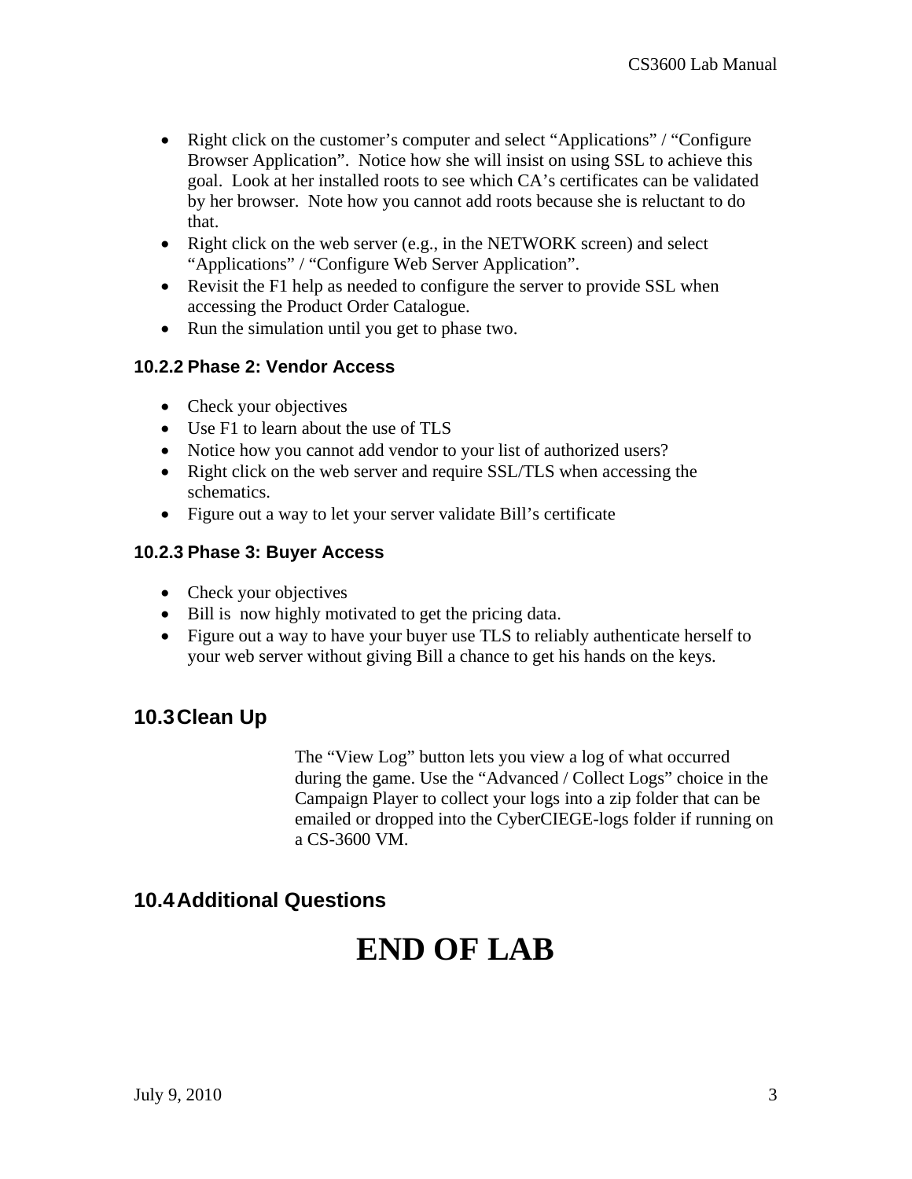- Right click on the customer's computer and select "Applications" / "Configure Browser Application". Notice how she will insist on using SSL to achieve this goal. Look at her installed roots to see which CA's certificates can be validated by her browser. Note how you cannot add roots because she is reluctant to do that.
- Right click on the web server (e.g., in the NETWORK screen) and select "Applications" / "Configure Web Server Application".
- Revisit the F1 help as needed to configure the server to provide SSL when accessing the Product Order Catalogue.
- Run the simulation until you get to phase two.

### 10.2.2 Phase 2: Vendor Access

- Check your objectives
- Use F1 to learn about the use of TLS
- Notice how you cannot add vendor to your list of authorized users?
- Right click on the web server and require SSL/TLS when accessing the schematics.
- Figure out a way to let your server validate Bill's certificate

### 10.2.3 Phase 3: Buyer Access

- Check your objectives
- Bill is now highly motivated to get the pricing data.
- Figure out a way to have your buyer use TLS to reliably authenticate herself to your web server without giving Bill a chance to get his hands on the keys.

## 10.3 Clean Up

The "View Log" button lets you view a log of what occurred during the game. Use the "Advanced / Collect Logs" choice in the Campaign Player to collect your logs into a zip folder that can be emailed or dropped into the CyberCIEGE-logs folder if running on a CS-3600 VM.

## 10.4 Additional Questions

# END OF LAB